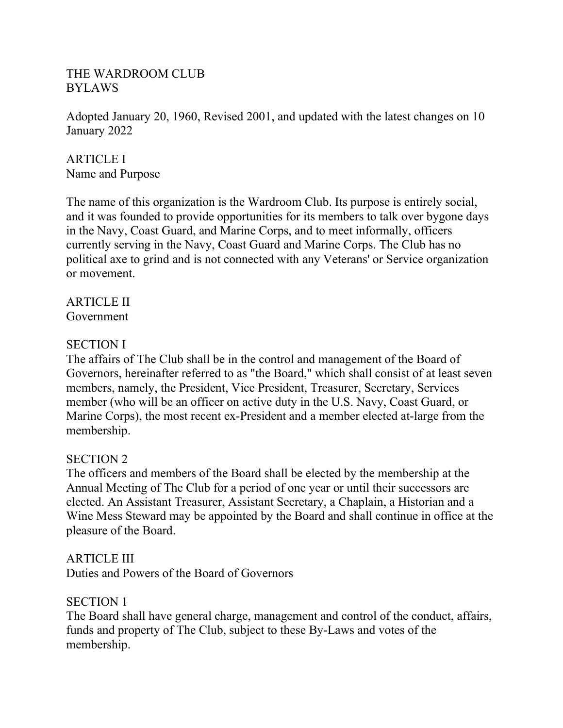# THE WARDROOM CLUB
# BYLAWS

Adopted January 20, 1960, Revised 2001, and updated with the latest changes on 10 January 2022

## ARTICLE I
## Name and Purpose

The name of this organization is the Wardroom Club. Its purpose is entirely social, and it was founded to provide opportunities for its members to talk over bygone days in the Navy, Coast Guard, and Marine Corps, and to meet informally, officers currently serving in the Navy, Coast Guard and Marine Corps. The Club has no political axe to grind and is not connected with any Veterans' or Service organization or movement.

## ARTICLE II
## Government

### SECTION I

The affairs of The Club shall be in the control and management of the Board of Governors, hereinafter referred to as "the Board," which shall consist of at least seven members, namely, the President, Vice President, Treasurer, Secretary, Services member (who will be an officer on active duty in the U.S. Navy, Coast Guard, or Marine Corps), the most recent ex-President and a member elected at-large from the membership.

### SECTION 2

The officers and members of the Board shall be elected by the membership at the Annual Meeting of The Club for a period of one year or until their successors are elected. An Assistant Treasurer, Assistant Secretary, a Chaplain, a Historian and a Wine Mess Steward may be appointed by the Board and shall continue in office at the pleasure of the Board.

## ARTICLE III
## Duties and Powers of the Board of Governors

### SECTION 1

The Board shall have general charge, management and control of the conduct, affairs, funds and property of The Club, subject to these By-Laws and votes of the membership.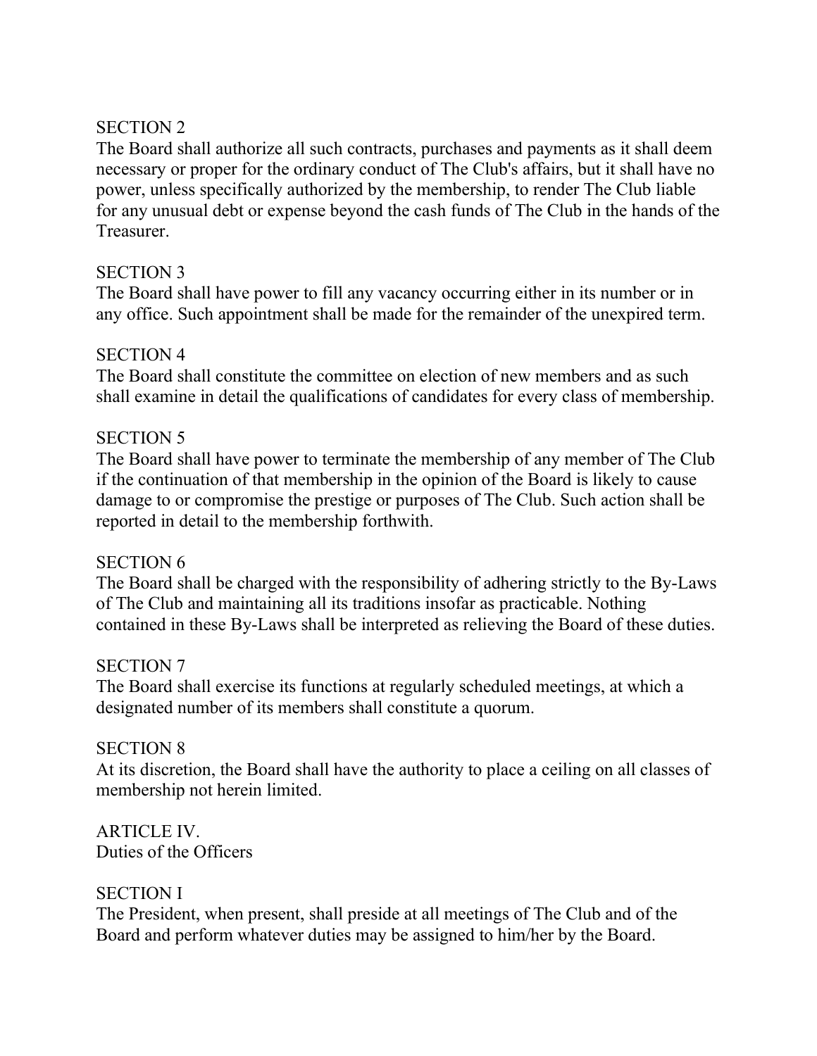### SECTION 2

The Board shall authorize all such contracts, purchases and payments as it shall deem necessary or proper for the ordinary conduct of The Club's affairs, but it shall have no power, unless specifically authorized by the membership, to render The Club liable for any unusual debt or expense beyond the cash funds of The Club in the hands of the Treasurer.

### SECTION 3

The Board shall have power to fill any vacancy occurring either in its number or in any office. Such appointment shall be made for the remainder of the unexpired term.

### SECTION 4

The Board shall constitute the committee on election of new members and as such shall examine in detail the qualifications of candidates for every class of membership.

### SECTION 5

The Board shall have power to terminate the membership of any member of The Club if the continuation of that membership in the opinion of the Board is likely to cause damage to or compromise the prestige or purposes of The Club. Such action shall be reported in detail to the membership forthwith.

### SECTION 6

The Board shall be charged with the responsibility of adhering strictly to the By-Laws of The Club and maintaining all its traditions insofar as practicable. Nothing contained in these By-Laws shall be interpreted as relieving the Board of these duties.

### SECTION 7

The Board shall exercise its functions at regularly scheduled meetings, at which a designated number of its members shall constitute a quorum.

### SECTION 8

At its discretion, the Board shall have the authority to place a ceiling on all classes of membership not herein limited.

## ARTICLE IV.
## Duties of the Officers

### SECTION I

The President, when present, shall preside at all meetings of The Club and of the Board and perform whatever duties may be assigned to him/her by the Board.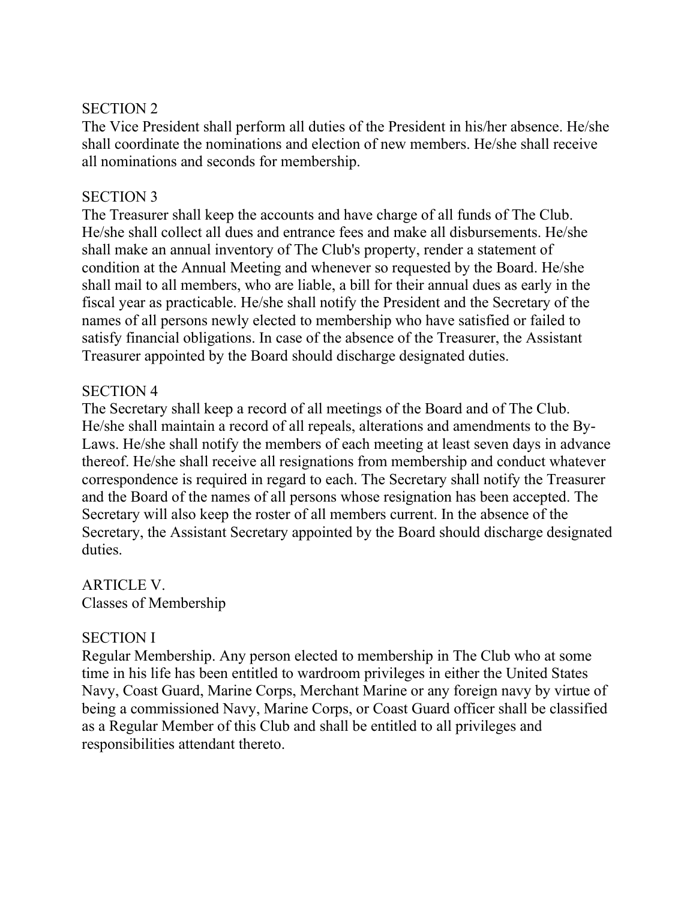SECTION 2
The Vice President shall perform all duties of the President in his/her absence. He/she shall coordinate the nominations and election of new members. He/she shall receive all nominations and seconds for membership.

SECTION 3
The Treasurer shall keep the accounts and have charge of all funds of The Club. He/she shall collect all dues and entrance fees and make all disbursements. He/she shall make an annual inventory of The Club's property, render a statement of condition at the Annual Meeting and whenever so requested by the Board. He/she shall mail to all members, who are liable, a bill for their annual dues as early in the fiscal year as practicable. He/she shall notify the President and the Secretary of the names of all persons newly elected to membership who have satisfied or failed to satisfy financial obligations. In case of the absence of the Treasurer, the Assistant Treasurer appointed by the Board should discharge designated duties.

SECTION 4
The Secretary shall keep a record of all meetings of the Board and of The Club. He/she shall maintain a record of all repeals, alterations and amendments to the By-Laws. He/she shall notify the members of each meeting at least seven days in advance thereof. He/she shall receive all resignations from membership and conduct whatever correspondence is required in regard to each. The Secretary shall notify the Treasurer and the Board of the names of all persons whose resignation has been accepted. The Secretary will also keep the roster of all members current. In the absence of the Secretary, the Assistant Secretary appointed by the Board should discharge designated duties.

ARTICLE V.
Classes of Membership

SECTION I
Regular Membership. Any person elected to membership in The Club who at some time in his life has been entitled to wardroom privileges in either the United States Navy, Coast Guard, Marine Corps, Merchant Marine or any foreign navy by virtue of being a commissioned Navy, Marine Corps, or Coast Guard officer shall be classified as a Regular Member of this Club and shall be entitled to all privileges and responsibilities attendant thereto.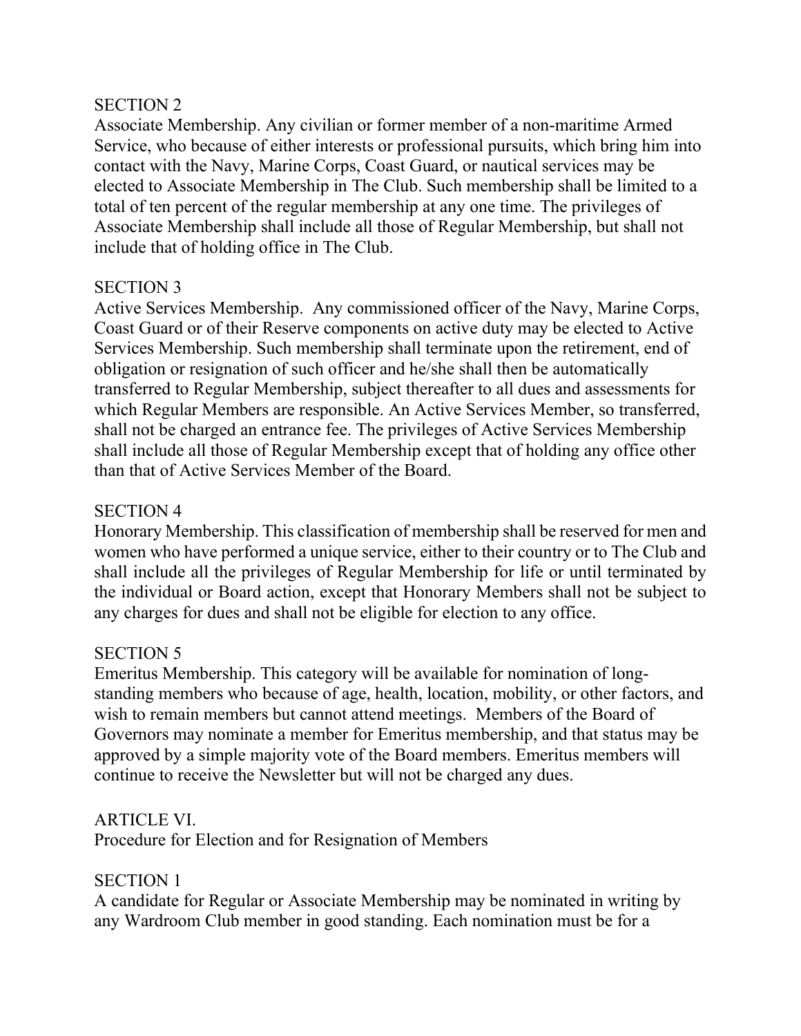SECTION 2

Associate Membership. Any civilian or former member of a non-maritime Armed Service, who because of either interests or professional pursuits, which bring him into contact with the Navy, Marine Corps, Coast Guard, or nautical services may be elected to Associate Membership in The Club. Such membership shall be limited to a total of ten percent of the regular membership at any one time. The privileges of Associate Membership shall include all those of Regular Membership, but shall not include that of holding office in The Club.

SECTION 3

Active Services Membership. Any commissioned officer of the Navy, Marine Corps, Coast Guard or of their Reserve components on active duty may be elected to Active Services Membership. Such membership shall terminate upon the retirement, end of obligation or resignation of such officer and he/she shall then be automatically transferred to Regular Membership, subject thereafter to all dues and assessments for which Regular Members are responsible. An Active Services Member, so transferred, shall not be charged an entrance fee. The privileges of Active Services Membership shall include all those of Regular Membership except that of holding any office other than that of Active Services Member of the Board.

SECTION 4

Honorary Membership. This classification of membership shall be reserved for men and women who have performed a unique service, either to their country or to The Club and shall include all the privileges of Regular Membership for life or until terminated by the individual or Board action, except that Honorary Members shall not be subject to any charges for dues and shall not be eligible for election to any office.

SECTION 5

Emeritus Membership. This category will be available for nomination of long-standing members who because of age, health, location, mobility, or other factors, and wish to remain members but cannot attend meetings. Members of the Board of Governors may nominate a member for Emeritus membership, and that status may be approved by a simple majority vote of the Board members. Emeritus members will continue to receive the Newsletter but will not be charged any dues.

ARTICLE VI.

Procedure for Election and for Resignation of Members

SECTION 1

A candidate for Regular or Associate Membership may be nominated in writing by any Wardroom Club member in good standing. Each nomination must be for a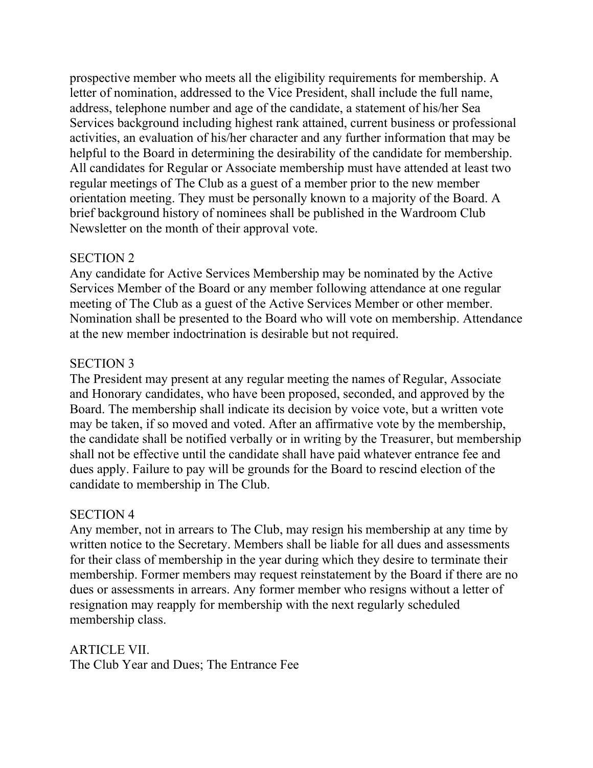prospective member who meets all the eligibility requirements for membership. A letter of nomination, addressed to the Vice President, shall include the full name, address, telephone number and age of the candidate, a statement of his/her Sea Services background including highest rank attained, current business or professional activities, an evaluation of his/her character and any further information that may be helpful to the Board in determining the desirability of the candidate for membership. All candidates for Regular or Associate membership must have attended at least two regular meetings of The Club as a guest of a member prior to the new member orientation meeting. They must be personally known to a majority of the Board. A brief background history of nominees shall be published in the Wardroom Club Newsletter on the month of their approval vote.

SECTION 2
Any candidate for Active Services Membership may be nominated by the Active Services Member of the Board or any member following attendance at one regular meeting of The Club as a guest of the Active Services Member or other member. Nomination shall be presented to the Board who will vote on membership. Attendance at the new member indoctrination is desirable but not required.

SECTION 3
The President may present at any regular meeting the names of Regular, Associate and Honorary candidates, who have been proposed, seconded, and approved by the Board. The membership shall indicate its decision by voice vote, but a written vote may be taken, if so moved and voted. After an affirmative vote by the membership, the candidate shall be notified verbally or in writing by the Treasurer, but membership shall not be effective until the candidate shall have paid whatever entrance fee and dues apply. Failure to pay will be grounds for the Board to rescind election of the candidate to membership in The Club.

SECTION 4
Any member, not in arrears to The Club, may resign his membership at any time by written notice to the Secretary. Members shall be liable for all dues and assessments for their class of membership in the year during which they desire to terminate their membership. Former members may request reinstatement by the Board if there are no dues or assessments in arrears. Any former member who resigns without a letter of resignation may reapply for membership with the next regularly scheduled membership class.

ARTICLE VII.
The Club Year and Dues; The Entrance Fee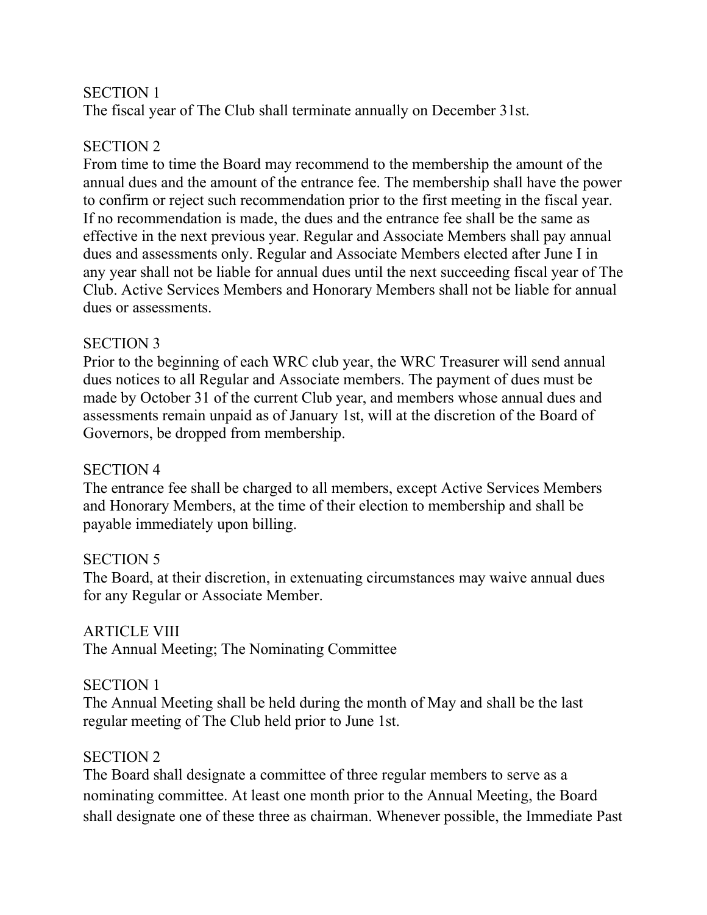SECTION 1
The fiscal year of The Club shall terminate annually on December 31st.

SECTION 2
From time to time the Board may recommend to the membership the amount of the annual dues and the amount of the entrance fee. The membership shall have the power to confirm or reject such recommendation prior to the first meeting in the fiscal year. If no recommendation is made, the dues and the entrance fee shall be the same as effective in the next previous year. Regular and Associate Members shall pay annual dues and assessments only. Regular and Associate Members elected after June I in any year shall not be liable for annual dues until the next succeeding fiscal year of The Club. Active Services Members and Honorary Members shall not be liable for annual dues or assessments.

SECTION 3
Prior to the beginning of each WRC club year, the WRC Treasurer will send annual dues notices to all Regular and Associate members. The payment of dues must be made by October 31 of the current Club year, and members whose annual dues and assessments remain unpaid as of January 1st, will at the discretion of the Board of Governors, be dropped from membership.

SECTION 4
The entrance fee shall be charged to all members, except Active Services Members and Honorary Members, at the time of their election to membership and shall be payable immediately upon billing.

SECTION 5
The Board, at their discretion, in extenuating circumstances may waive annual dues for any Regular or Associate Member.

## ARTICLE VIII
## The Annual Meeting; The Nominating Committee

SECTION 1
The Annual Meeting shall be held during the month of May and shall be the last regular meeting of The Club held prior to June 1st.

SECTION 2
The Board shall designate a committee of three regular members to serve as a nominating committee. At least one month prior to the Annual Meeting, the Board shall designate one of these three as chairman. Whenever possible, the Immediate Past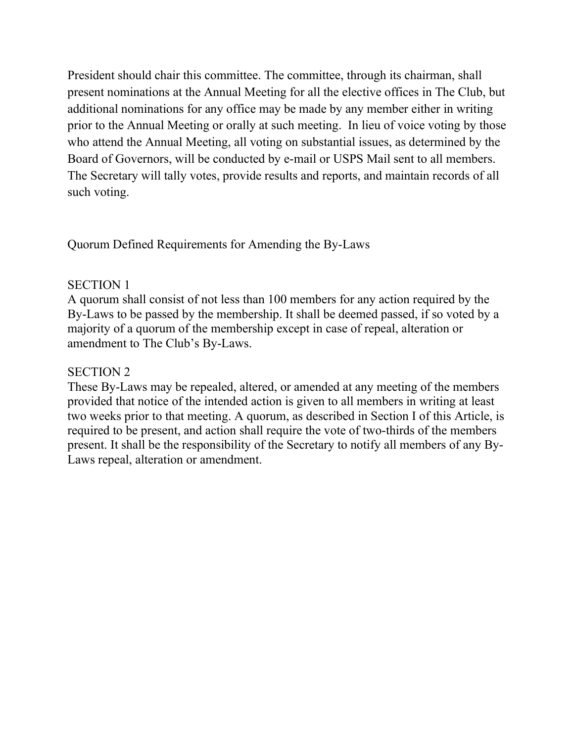President should chair this committee. The committee, through its chairman, shall present nominations at the Annual Meeting for all the elective offices in The Club, but additional nominations for any office may be made by any member either in writing prior to the Annual Meeting or orally at such meeting. In lieu of voice voting by those who attend the Annual Meeting, all voting on substantial issues, as determined by the Board of Governors, will be conducted by e-mail or USPS Mail sent to all members. The Secretary will tally votes, provide results and reports, and maintain records of all such voting.

## Quorum Defined Requirements for Amending the By-Laws

### SECTION 1

A quorum shall consist of not less than 100 members for any action required by the By-Laws to be passed by the membership. It shall be deemed passed, if so voted by a majority of a quorum of the membership except in case of repeal, alteration or amendment to The Club's By-Laws.

### SECTION 2

These By-Laws may be repealed, altered, or amended at any meeting of the members provided that notice of the intended action is given to all members in writing at least two weeks prior to that meeting. A quorum, as described in Section I of this Article, is required to be present, and action shall require the vote of two-thirds of the members present. It shall be the responsibility of the Secretary to notify all members of any By-Laws repeal, alteration or amendment.